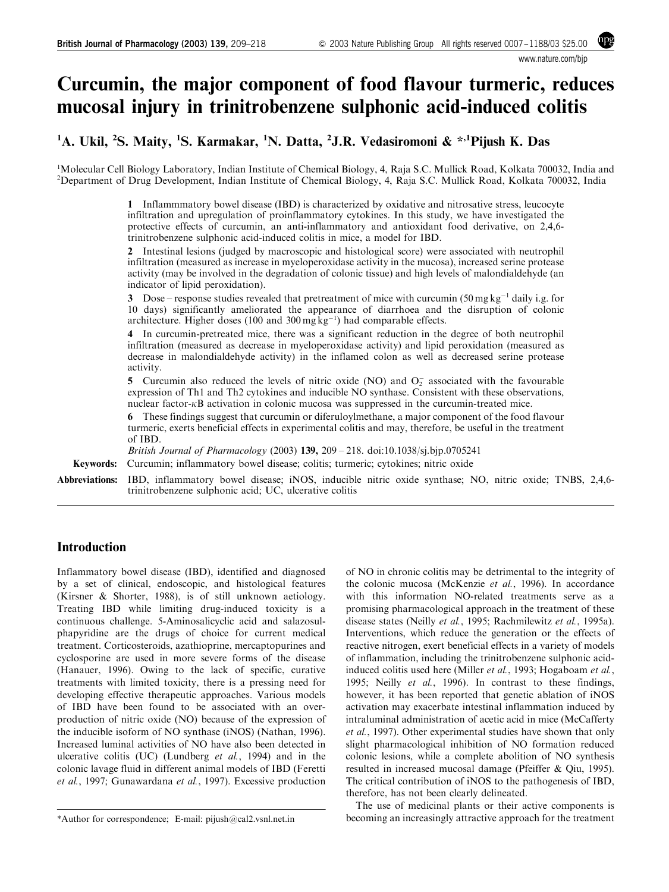# Curcumin, the major component of food flavour turmeric, reduces mucosal injury in trinitrobenzene sulphonic acid-induced colitis

[1]A. Ukil, [2]S. Maity, [1]S. Karmakar, [1]N. Datta, [2]J.R. Vedasiromoni & *,[1]Pijush K. Das

[1]Molecular Cell Biology Laboratory, Indian Institute of Chemical Biology, 4, Raja S.C. Mullick Road, Kolkata 700032, India and [2]Department of Drug Development, Indian Institute of Chemical Biology, 4, Raja S.C. Mullick Road, Kolkata 700032, India

1 Inflammmatory bowel disease (IBD) is characterized by oxidative and nitrosative stress, leucocyte infiltration and upregulation of proinflammatory cytokines. In this study, we have investigated the protective effects of curcumin, an anti-inflammatory and antioxidant food derivative, on 2,4,6-trinitrobenzene sulphonic acid-induced colitis in mice, a model for IBD.

2 Intestinal lesions (judged by macroscopic and histological score) were associated with neutrophil infiltration (measured as increase in myeloperoxidase activity in the mucosa), increased serine protease activity (may be involved in the degradation of colonic tissue) and high levels of malondialdehyde (an indicator of lipid peroxidation).

3 Dose – response studies revealed that pretreatment of mice with curcumin (50 mg kg$^{-1}$ daily i.g. for 10 days) significantly ameliorated the appearance of diarrhoea and the disruption of colonic architecture. Higher doses (100 and 300 mg kg$^{-1}$) had comparable effects.

4 In curcumin-pretreated mice, there was a significant reduction in the degree of both neutrophil infiltration (measured as decrease in myeloperoxidase activity) and lipid peroxidation (measured as decrease in malondialdehyde activity) in the inflamed colon as well as decreased serine protease activity.

5 Curcumin also reduced the levels of nitric oxide (NO) and $O_2^-$ associated with the favourable expression of Th1 and Th2 cytokines and inducible NO synthase. Consistent with these observations, nuclear factor-$\kappa$B activation in colonic mucosa was suppressed in the curcumin-treated mice.

6 These findings suggest that curcumin or diferuloylmethane, a major component of the food flavour turmeric, exerts beneficial effects in experimental colitis and may, therefore, be useful in the treatment of IBD.

*British Journal of Pharmacology* (2003) **139,** 209 – 218. doi:10.1038/sj.bjp.0705241

**Keywords:** Curcumin; inflammatory bowel disease; colitis; turmeric; cytokines; nitric oxide

**Abbreviations:** IBD, inflammatory bowel disease; iNOS, inducible nitric oxide synthase; NO, nitric oxide; TNBS, 2,4,6-trinitrobenzene sulphonic acid; UC, ulcerative colitis

## Introduction

Inflammatory bowel disease (IBD), identified and diagnosed by a set of clinical, endoscopic, and histological features (Kirsner & Shorter, 1988), is of still unknown aetiology. Treating IBD while limiting drug-induced toxicity is a continuous challenge. 5-Aminosalicyclic acid and salazosulphapyridine are the drugs of choice for current medical treatment. Corticosteroids, azathioprine, mercaptopurines and cyclosporine are used in more severe forms of the disease (Hanauer, 1996). Owing to the lack of specific, curative treatments with limited toxicity, there is a pressing need for developing effective therapeutic approaches. Various models of IBD have been found to be associated with an overproduction of nitric oxide (NO) because of the expression of the inducible isoform of NO synthase (iNOS) (Nathan, 1996). Increased luminal activities of NO have also been detected in ulcerative colitis (UC) (Lundberg *et al.*, 1994) and in the colonic lavage fluid in different animal models of IBD (Feretti *et al.*, 1997; Gunawardana *et al.*, 1997). Excessive production of NO in chronic colitis may be detrimental to the integrity of the colonic mucosa (McKenzie *et al.*, 1996). In accordance with this information NO-related treatments serve as a promising pharmacological approach in the treatment of these disease states (Neilly *et al.*, 1995; Rachmilewitz *et al.*, 1995a). Interventions, which reduce the generation or the effects of reactive nitrogen, exert beneficial effects in a variety of models of inflammation, including the trinitrobenzene sulphonic acid-induced colitis used here (Miller *et al.*, 1993; Hogaboam *et al.*, 1995; Neilly *et al.*, 1996). In contrast to these findings, however, it has been reported that genetic ablation of iNOS activation may exacerbate intestinal inflammation induced by intraluminal administration of acetic acid in mice (McCafferty *et al.*, 1997). Other experimental studies have shown that only slight pharmacological inhibition of NO formation reduced colonic lesions, while a complete abolition of NO synthesis resulted in increased mucosal damage (Pfeiffer & Qiu, 1995). The critical contribution of iNOS to the pathogenesis of IBD, therefore, has not been clearly delineated.

The use of medicinal plants or their active components is becoming an increasingly attractive approach for the treatment

*Author for correspondence; E-mail: pijush@cal2.vsnl.net.in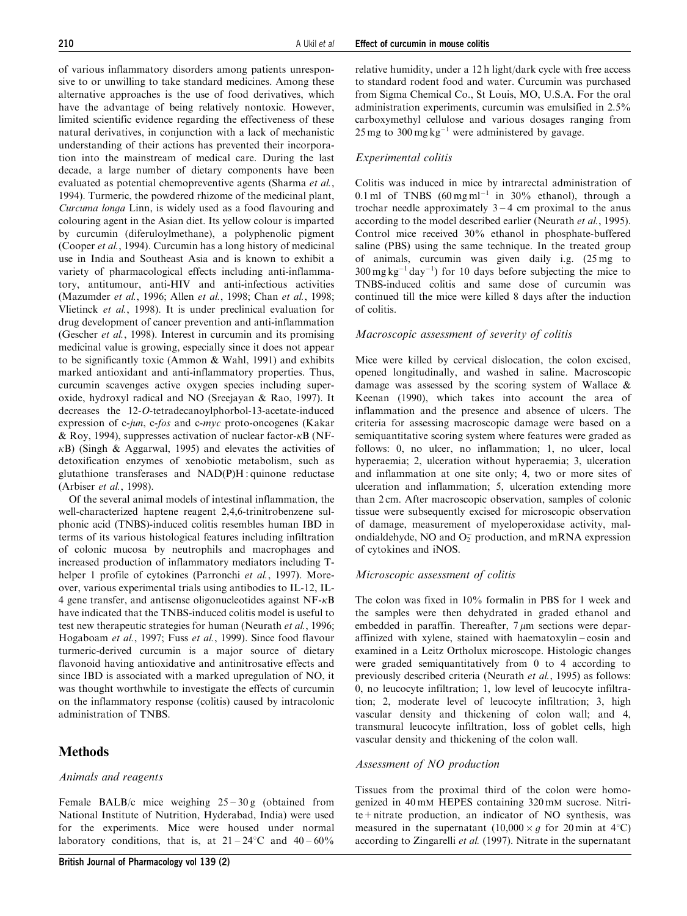of various inflammatory disorders among patients unresponsive to or unwilling to take standard medicines. Among these alternative approaches is the use of food derivatives, which have the advantage of being relatively nontoxic. However, limited scientific evidence regarding the effectiveness of these natural derivatives, in conjunction with a lack of mechanistic understanding of their actions has prevented their incorporation into the mainstream of medical care. During the last decade, a large number of dietary components have been evaluated as potential chemopreventive agents (Sharma *et al.*, 1994). Turmeric, the powdered rhizome of the medicinal plant, *Curcuma longa* Linn, is widely used as a food flavouring and colouring agent in the Asian diet. Its yellow colour is imparted by curcumin (diferuloylmethane), a polyphenolic pigment (Cooper *et al.*, 1994). Curcumin has a long history of medicinal use in India and Southeast Asia and is known to exhibit a variety of pharmacological effects including anti-inflammatory, antitumour, anti-HIV and anti-infectious activities (Mazumder *et al.*, 1996; Allen *et al.*, 1998; Chan *et al.*, 1998; Vlietinck *et al.*, 1998). It is under preclinical evaluation for drug development of cancer prevention and anti-inflammation (Gescher *et al.*, 1998). Interest in curcumin and its promising medicinal value is growing, especially since it does not appear to be significantly toxic (Ammon & Wahl, 1991) and exhibits marked antioxidant and anti-inflammatory properties. Thus, curcumin scavenges active oxygen species including superoxide, hydroxyl radical and NO (Sreejayan & Rao, 1997). It decreases the 12-*O*-tetradecanoylphorbol-13-acetate-induced expression of c-*jun*, c-*fos* and c-*myc* proto-oncogenes (Kakar & Roy, 1994), suppresses activation of nuclear factor-$\kappa$B (NF-$\kappa$B) (Singh & Aggarwal, 1995) and elevates the activities of detoxification enzymes of xenobiotic metabolism, such as glutathione transferases and NAD(P)H : quinone reductase (Arbiser *et al.*, 1998).

Of the several animal models of intestinal inflammation, the well-characterized haptene reagent 2,4,6-trinitrobenzene sulphonic acid (TNBS)-induced colitis resembles human IBD in terms of its various histological features including infiltration of colonic mucosa by neutrophils and macrophages and increased production of inflammatory mediators including T-helper 1 profile of cytokines (Parronchi *et al.*, 1997). Moreover, various experimental trials using antibodies to IL-12, IL-4 gene transfer, and antisense oligonucleotides against NF-$\kappa$B have indicated that the TNBS-induced colitis model is useful to test new therapeutic strategies for human (Neurath *et al.*, 1996; Hogaboam *et al.*, 1997; Fuss *et al.*, 1999). Since food flavour turmeric-derived curcumin is a major source of dietary flavonoid having antioxidative and antinitrosative effects and since IBD is associated with a marked upregulation of NO, it was thought worthwhile to investigate the effects of curcumin on the inflammatory response (colitis) caused by intracolonic administration of TNBS.

## Methods

### *Animals and reagents*

Female BALB/c mice weighing 25 – 30 g (obtained from National Institute of Nutrition, Hyderabad, India) were used for the experiments. Mice were housed under normal laboratory conditions, that is, at 21 – 24°C and 40 – 60% relative humidity, under a 12 h light/dark cycle with free access to standard rodent food and water. Curcumin was purchased from Sigma Chemical Co., St Louis, MO, U.S.A. For the oral administration experiments, curcumin was emulsified in 2.5% carboxymethyl cellulose and various dosages ranging from 25 mg to 300 mg kg$^{-1}$ were administered by gavage.

### *Experimental colitis*

Colitis was induced in mice by intrarectal administration of 0.1 ml of TNBS (60 mg ml$^{-1}$ in 30% ethanol), through a trochar needle approximately 3 – 4 cm proximal to the anus according to the model described earlier (Neurath *et al.*, 1995). Control mice received 30% ethanol in phosphate-buffered saline (PBS) using the same technique. In the treated group of animals, curcumin was given daily i.g. (25 mg to 300 mg kg$^{-1}$ day$^{-1}$) for 10 days before subjecting the mice to TNBS-induced colitis and same dose of curcumin was continued till the mice were killed 8 days after the induction of colitis.

### *Macroscopic assessment of severity of colitis*

Mice were killed by cervical dislocation, the colon excised, opened longitudinally, and washed in saline. Macroscopic damage was assessed by the scoring system of Wallace & Keenan (1990), which takes into account the area of inflammation and the presence and absence of ulcers. The criteria for assessing macroscopic damage were based on a semiquantitative scoring system where features were graded as follows: 0, no ulcer, no inflammation; 1, no ulcer, local hyperaemia; 2, ulceration without hyperaemia; 3, ulceration and inflammation at one site only; 4, two or more sites of ulceration and inflammation; 5, ulceration extending more than 2 cm. After macroscopic observation, samples of colonic tissue were subsequently excised for microscopic observation of damage, measurement of myeloperoxidase activity, malondialdehyde, NO and $O_2^-$ production, and mRNA expression of cytokines and iNOS.

### *Microscopic assessment of colitis*

The colon was fixed in 10% formalin in PBS for 1 week and the samples were then dehydrated in graded ethanol and embedded in paraffin. Thereafter, 7 $\mu$m sections were deparaffinized with xylene, stained with haematoxylin – eosin and examined in a Leitz Ortholux microscope. Histologic changes were graded semiquantitatively from 0 to 4 according to previously described criteria (Neurath *et al.*, 1995) as follows: 0, no leucocyte infiltration; 1, low level of leucocyte infiltration; 2, moderate level of leucocyte infiltration; 3, high vascular density and thickening of colon wall; and 4, transmural leucocyte infiltration, loss of goblet cells, high vascular density and thickening of the colon wall.

### *Assessment of NO production*

Tissues from the proximal third of the colon were homogenized in 40 mM HEPES containing 320 mM sucrose. Nitrite + nitrate production, an indicator of NO synthesis, was measured in the supernatant (10,000 × *g* for 20 min at 4°C) according to Zingarelli *et al.* (1997). Nitrate in the supernatant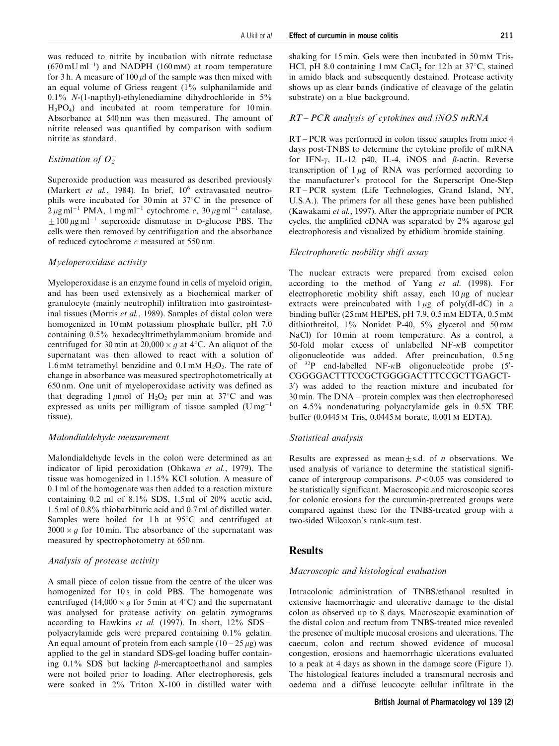was reduced to nitrite by incubation with nitrate reductase (670 mU ml$^{-1}$) and NADPH (160 mM) at room temperature for 3 h. A measure of 100 $\mu$l of the sample was then mixed with an equal volume of Griess reagent (1% sulphanilamide and 0.1% *N*-(1-napthyl)-ethylenediamine dihydrochloride in 5% $H_3PO_4$) and incubated at room temperature for 10 min. Absorbance at 540 nm was then measured. The amount of nitrite released was quantified by comparison with sodium nitrite as standard.

### *Estimation of $O_2^-$*

Superoxide production was measured as described previously (Markert *et al.*, 1984). In brief, $10^6$ extravasated neutrophils were incubated for 30 min at 37°C in the presence of 2 $\mu$g ml$^{-1}$ PMA, 1 mg ml$^{-1}$ cytochrome *c*, 30 $\mu$g ml$^{-1}$ catalase, $\pm$100 $\mu$g ml$^{-1}$ superoxide dismutase in D-glucose PBS. The cells were then removed by centrifugation and the absorbance of reduced cytochrome *c* measured at 550 nm.

### *Myeloperoxidase activity*

Myeloperoxidase is an enzyme found in cells of myeloid origin, and has been used extensively as a biochemical marker of granulocyte (mainly neutrophil) infiltration into gastrointestinal tissues (Morris *et al.*, 1989). Samples of distal colon were homogenized in 10 mM potassium phosphate buffer, pH 7.0 containing 0.5% hexadecyltrimethylammonium bromide and centrifuged for 30 min at 20,000 × *g* at 4°C. An aliquot of the supernatant was then allowed to react with a solution of 1.6 mM tetramethyl benzidine and 0.1 mM $H_2O_2$. The rate of change in absorbance was measured spectrophotometrically at 650 nm. One unit of myeloperoxidase activity was defined as that degrading 1 $\mu$mol of $H_2O_2$ per min at 37°C and was expressed as units per milligram of tissue sampled (U mg$^{-1}$ tissue).

### *Malondialdehyde measurement*

Malondialdehyde levels in the colon were determined as an indicator of lipid peroxidation (Ohkawa *et al.*, 1979). The tissue was homogenized in 1.15% KCl solution. A measure of 0.1 ml of the homogenate was then added to a reaction mixture containing 0.2 ml of 8.1% SDS, 1.5 ml of 20% acetic acid, 1.5 ml of 0.8% thiobarbituric acid and 0.7 ml of distilled water. Samples were boiled for 1 h at 95°C and centrifuged at 3000 × *g* for 10 min. The absorbance of the supernatant was measured by spectrophotometry at 650 nm.

### *Analysis of protease activity*

A small piece of colon tissue from the centre of the ulcer was homogenized for 10 s in cold PBS. The homogenate was centrifuged (14,000 × *g* for 5 min at 4°C) and the supernatant was analysed for protease activity on gelatin zymograms according to Hawkins *et al.* (1997). In short, 12% SDS–polyacrylamide gels were prepared containing 0.1% gelatin. An equal amount of protein from each sample (10–25 $\mu$g) was applied to the gel in standard SDS-gel loading buffer containing 0.1% SDS but lacking $\beta$-mercaptoethanol and samples were not boiled prior to loading. After electrophoresis, gels were soaked in 2% Triton X-100 in distilled water with shaking for 15 min. Gels were then incubated in 50 mM Tris-HCl, pH 8.0 containing 1 mM $CaCl_2$ for 12 h at 37°C, stained in amido black and subsequently destained. Protease activity shows up as clear bands (indicative of cleavage of the gelatin substrate) on a blue background.

### *RT–PCR analysis of cytokines and iNOS mRNA*

RT–PCR was performed in colon tissue samples from mice 4 days post-TNBS to determine the cytokine profile of mRNA for IFN-$\gamma$, IL-12 p40, IL-4, iNOS and $\beta$-actin. Reverse transcription of 1 $\mu$g of RNA was performed according to the manufacturer's protocol for the Superscript One-Step RT–PCR system (Life Technologies, Grand Island, NY, U.S.A.). The primers for all these genes have been published (Kawakami *et al.*, 1997). After the appropriate number of PCR cycles, the amplified cDNA was separated by 2% agarose gel electrophoresis and visualized by ethidium bromide staining.

### *Electrophoretic mobility shift assay*

The nuclear extracts were prepared from excised colon according to the method of Yang *et al.* (1998). For electrophoretic mobility shift assay, each 10 $\mu$g of nuclear extracts were preincubated with 1 $\mu$g of poly(dI-dC) in a binding buffer (25 mM HEPES, pH 7.9, 0.5 mM EDTA, 0.5 mM dithiothreitol, 1% Nonidet P-40, 5% glycerol and 50 mM NaCl) for 10 min at room temperature. As a control, a 50-fold molar excess of unlabelled NF-$\kappa$B competitor oligonucleotide was added. After preincubation, 0.5 ng of $^{32}$P end-labelled NF-$\kappa$B oligonucleotide probe (5′-CGGGGACTTTCCGCTGGGGACTTTCCGCTTGAGCT-3′) was added to the reaction mixture and incubated for 30 min. The DNA–protein complex was then electrophoresed on 4.5% nondenaturing polyacrylamide gels in 0.5X TBE buffer (0.0445 M Tris, 0.0445 M borate, 0.001 M EDTA).

### *Statistical analysis*

Results are expressed as mean ± s.d. of *n* observations. We used analysis of variance to determine the statistical significance of intergroup comparisons. $P<0.05$ was considered to be statistically significant. Macroscopic and microscopic scores for colonic erosions for the curcumin-pretreated groups were compared against those for the TNBS-treated group with a two-sided Wilcoxon's rank-sum test.

## Results

### *Macroscopic and histological evaluation*

Intracolonic administration of TNBS/ethanol resulted in extensive haemorrhagic and ulcerative damage to the distal colon as observed up to 8 days. Macroscopic examination of the distal colon and rectum from TNBS-treated mice revealed the presence of multiple mucosal erosions and ulcerations. The caecum, colon and rectum showed evidence of mucosal congestion, erosions and haemorrhagic ulcerations evaluated to a peak at 4 days as shown in the damage score (Figure 1). The histological features included a transmural necrosis and oedema and a diffuse leucocyte cellular infiltrate in the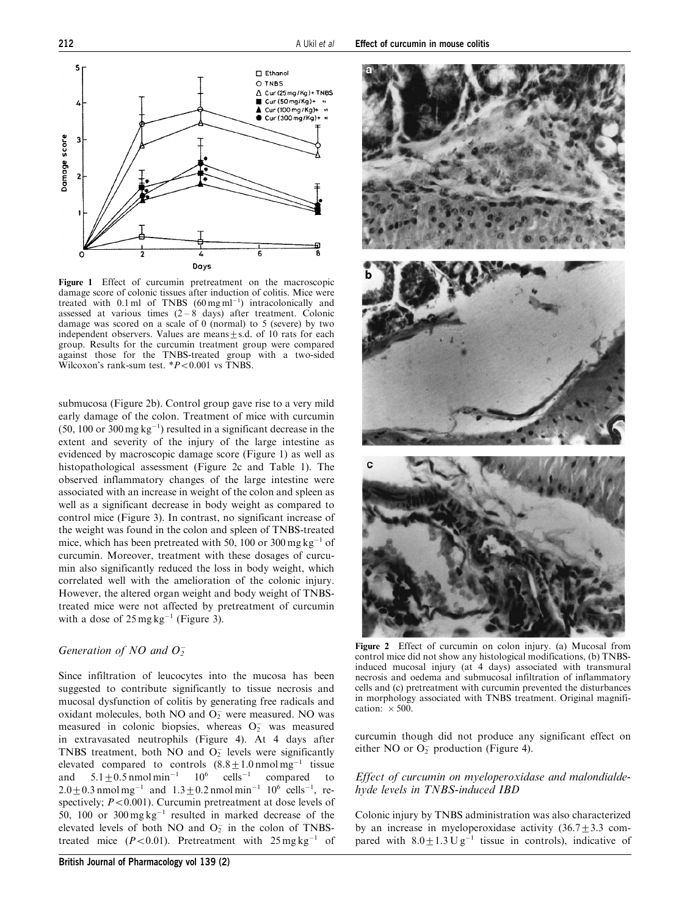**Figure 1** Effect of curcumin pretreatment on the macroscopic damage score of colonic tissues after induction of colitis. Mice were treated with 0.1 ml of TNBS (60 mg ml$^{-1}$) intracolonically and assessed at various times (2–8 days) after treatment. Colonic damage was scored on a scale of 0 (normal) to 5 (severe) by two independent observers. Values are means ± s.d. of 10 rats for each group. Results for the curcumin treatment group were compared against those for the TNBS-treated group with a two-sided Wilcoxon's rank-sum test. *$P<0.001$ vs TNBS.

submucosa (Figure 2b). Control group gave rise to a very mild early damage of the colon. Treatment of mice with curcumin (50, 100 or 300 mg kg$^{-1}$) resulted in a significant decrease in the extent and severity of the injury of the large intestine as evidenced by macroscopic damage score (Figure 1) as well as histopathological assessment (Figure 2c and Table 1). The observed inflammatory changes of the large intestine were associated with an increase in weight of the colon and spleen as well as a significant decrease in body weight as compared to control mice (Figure 3). In contrast, no significant increase of the weight was found in the colon and spleen of TNBS-treated mice, which has been pretreated with 50, 100 or 300 mg kg$^{-1}$ of curcumin. Moreover, treatment with these dosages of curcumin also significantly reduced the loss in body weight, which correlated well with the amelioration of the colonic injury. However, the altered organ weight and body weight of TNBS-treated mice were not affected by pretreatment of curcumin with a dose of 25 mg kg$^{-1}$ (Figure 3).

### *Generation of NO and $O_2^-$*

Since infiltration of leucocytes into the mucosa has been suggested to contribute significantly to tissue necrosis and mucosal dysfunction of colitis by generating free radicals and oxidant molecules, both NO and $O_2^-$ were measured. NO was measured in colonic biopsies, whereas $O_2^-$ was measured in extravasated neutrophils (Figure 4). At 4 days after TNBS treatment, both NO and $O_2^-$ levels were significantly elevated compared to controls ($8.8 \pm 1.0$ nmol mg$^{-1}$ tissue and $5.1 \pm 0.5$ nmol min$^{-1}$ $10^6$ cells$^{-1}$ compared to $2.0 \pm 0.3$ nmol mg$^{-1}$ and $1.3 \pm 0.2$ nmol min$^{-1}$ $10^6$ cells$^{-1}$, respectively; $P<0.001$). Curcumin pretreatment at dose levels of 50, 100 or 300 mg kg$^{-1}$ resulted in marked decrease of the elevated levels of both NO and $O_2^-$ in the colon of TNBS-treated mice ($P<0.01$). Pretreatment with 25 mg kg$^{-1}$ of curcumin though did not produce any significant effect on either NO or $O_2^-$ production (Figure 4).

**Figure 2** Effect of curcumin on colon injury. (a) Mucosal from control mice did not show any histological modifications, (b) TNBS-induced mucosal injury (at 4 days) associated with transmural necrosis and oedema and submucosal infiltration of inflammatory cells and (c) pretreatment with curcumin prevented the disturbances in morphology associated with TNBS treatment. Original magnification: ×500.

### *Effect of curcumin on myeloperoxidase and malondialdehyde levels in TNBS-induced IBD*

Colonic injury by TNBS administration was also characterized by an increase in myeloperoxidase activity ($36.7 \pm 3.3$ compared with $8.0 \pm 1.3$ U g$^{-1}$ tissue in controls), indicative of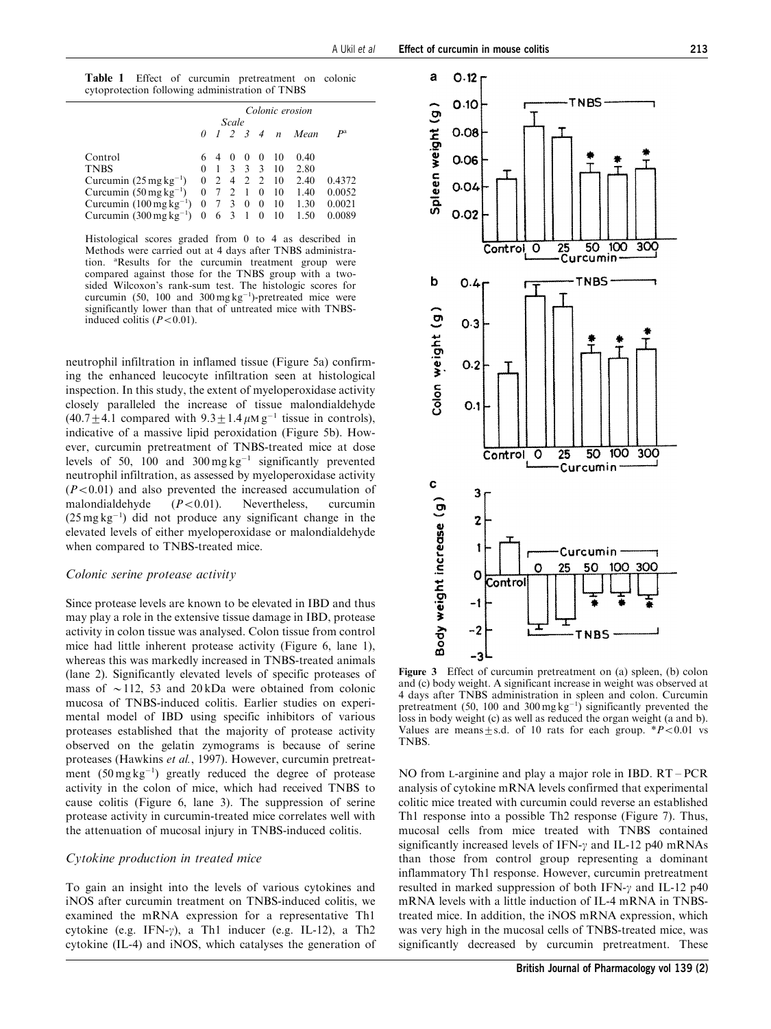**Table 1** Effect of curcumin pretreatment on colonic cytoprotection following administration of TNBS

| | Colonic erosion | | | | | | | |
|---|---|---|---|---|---|---|---|---|
| | Scale | | | | | | | |
| | 0 | 1 | 2 | 3 | 4 | n | Mean | P[a] |
| Control | 6 | 4 | 0 | 0 | 0 | 10 | 0.40 | |
| TNBS | 0 | 1 | 3 | 3 | 3 | 10 | 2.80 | |
| Curcumin (25 mg kg$^{-1}$) | 0 | 2 | 4 | 2 | 2 | 10 | 2.40 | 0.4372 |
| Curcumin (50 mg kg$^{-1}$) | 0 | 7 | 2 | 1 | 0 | 10 | 1.40 | 0.0052 |
| Curcumin (100 mg kg$^{-1}$) | 0 | 7 | 3 | 0 | 0 | 10 | 1.30 | 0.0021 |
| Curcumin (300 mg kg$^{-1}$) | 0 | 6 | 3 | 1 | 0 | 10 | 1.50 | 0.0089 |

Histological scores graded from 0 to 4 as described in Methods were carried out at 4 days after TNBS administration. [a]Results for the curcumin treatment group were compared against those for the TNBS group with a two-sided Wilcoxon's rank-sum test. The histologic scores for curcumin (50, 100 and 300 mg kg$^{-1}$)-pretreated mice were significantly lower than that of untreated mice with TNBS-induced colitis ($P<0.01$).

neutrophil infiltration in inflamed tissue (Figure 5a) confirming the enhanced leucocyte infiltration seen at histological inspection. In this study, the extent of myeloperoxidase activity closely paralleled the increase of tissue malondialdehyde ($40.7\pm4.1$ compared with $9.3\pm1.4\,\mu$M g$^{-1}$ tissue in controls), indicative of a massive lipid peroxidation (Figure 5b). However, curcumin pretreatment of TNBS-treated mice at dose levels of 50, 100 and 300 mg kg$^{-1}$ significantly prevented neutrophil infiltration, as assessed by myeloperoxidase activity ($P<0.01$) and also prevented the increased accumulation of malondialdehyde ($P<0.01$). Nevertheless, curcumin (25 mg kg$^{-1}$) did not produce any significant change in the elevated levels of either myeloperoxidase or malondialdehyde when compared to TNBS-treated mice.

### *Colonic serine protease activity*

Since protease levels are known to be elevated in IBD and thus may play a role in the extensive tissue damage in IBD, protease activity in colon tissue was analysed. Colon tissue from control mice had little inherent protease activity (Figure 6, lane 1), whereas this was markedly increased in TNBS-treated animals (lane 2). Significantly elevated levels of specific proteases of mass of $\sim$112, 53 and 20 kDa were obtained from colonic mucosa of TNBS-induced colitis. Earlier studies on experimental model of IBD using specific inhibitors of various proteases established that the majority of protease activity observed on the gelatin zymograms is because of serine proteases (Hawkins *et al.*, 1997). However, curcumin pretreatment (50 mg kg$^{-1}$) greatly reduced the degree of protease activity in the colon of mice, which had received TNBS to cause colitis (Figure 6, lane 3). The suppression of serine protease activity in curcumin-treated mice correlates well with the attenuation of mucosal injury in TNBS-induced colitis.

### *Cytokine production in treated mice*

To gain an insight into the levels of various cytokines and iNOS after curcumin treatment on TNBS-induced colitis, we examined the mRNA expression for a representative Th1 cytokine (e.g. IFN-$\gamma$), a Th1 inducer (e.g. IL-12), a Th2 cytokine (IL-4) and iNOS, which catalyses the generation of NO from L-arginine and play a major role in IBD. RT – PCR analysis of cytokine mRNA levels confirmed that experimental colitic mice treated with curcumin could reverse an established Th1 response into a possible Th2 response (Figure 7). Thus, mucosal cells from mice treated with TNBS contained significantly increased levels of IFN-$\gamma$ and IL-12 p40 mRNAs than those from control group representing a dominant inflammatory Th1 response. However, curcumin pretreatment resulted in marked suppression of both IFN-$\gamma$ and IL-12 p40 mRNA levels with a little induction of IL-4 mRNA in TNBS-treated mice. In addition, the iNOS mRNA expression, which was very high in the mucosal cells of TNBS-treated mice, was significantly decreased by curcumin pretreatment. These

**Figure 3** Effect of curcumin pretreatment on (a) spleen, (b) colon and (c) body weight. A significant increase in weight was observed at 4 days after TNBS administration in spleen and colon. Curcumin pretreatment (50, 100 and 300 mg kg$^{-1}$) significantly prevented the loss in body weight (c) as well as reduced the organ weight (a and b). Values are means$\pm$s.d. of 10 rats for each group. *$P<0.01$ vs TNBS.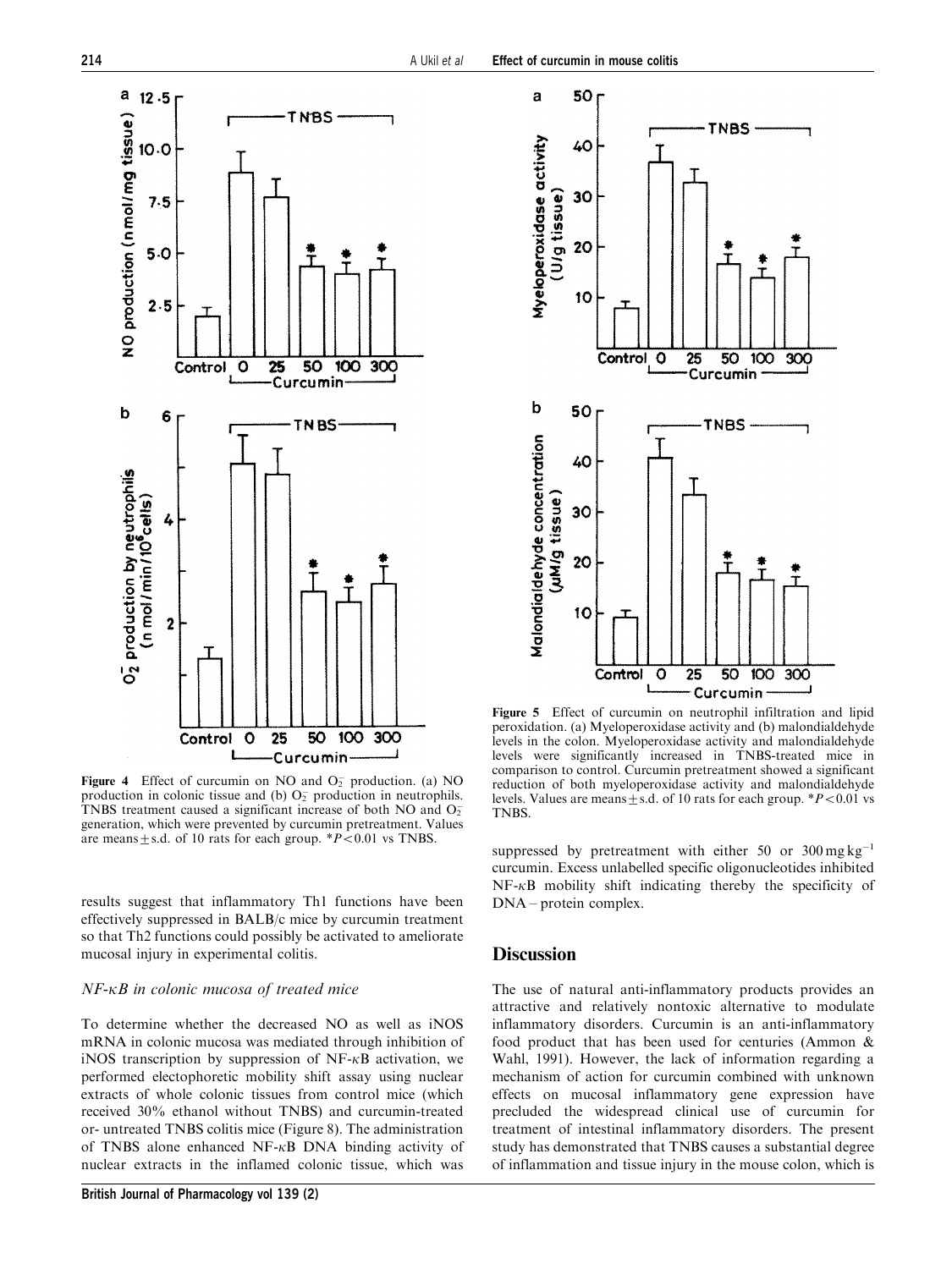**Figure 4** Effect of curcumin on NO and $O_2^-$ production. (a) NO production in colonic tissue and (b) $O_2^-$ production in neutrophils. TNBS treatment caused a significant increase of both NO and $O_2^-$ generation, which were prevented by curcumin pretreatment. Values are means ± s.d. of 10 rats for each group. $^*P<0.01$ vs TNBS.

results suggest that inflammatory Th1 functions have been effectively suppressed in BALB/c mice by curcumin treatment so that Th2 functions could possibly be activated to ameliorate mucosal injury in experimental colitis.

### *NF-κB in colonic mucosa of treated mice*

To determine whether the decreased NO as well as iNOS mRNA in colonic mucosa was mediated through inhibition of iNOS transcription by suppression of NF-κB activation, we performed electophoretic mobility shift assay using nuclear extracts of whole colonic tissues from control mice (which received 30% ethanol without TNBS) and curcumin-treated or- untreated TNBS colitis mice (Figure 8). The administration of TNBS alone enhanced NF-κB DNA binding activity of nuclear extracts in the inflamed colonic tissue, which was suppressed by pretreatment with either 50 or 300 mg kg$^{-1}$ curcumin. Excess unlabelled specific oligonucleotides inhibited NF-κB mobility shift indicating thereby the specificity of DNA – protein complex.

**Figure 5** Effect of curcumin on neutrophil infiltration and lipid peroxidation. (a) Myeloperoxidase activity and (b) malondialdehyde levels in the colon. Myeloperoxidase activity and malondialdehyde levels were significantly increased in TNBS-treated mice in comparison to control. Curcumin pretreatment showed a significant reduction of both myeloperoxidase activity and malondialdehyde levels. Values are means ± s.d. of 10 rats for each group. $^*P<0.01$ vs TNBS.

## Discussion

The use of natural anti-inflammatory products provides an attractive and relatively nontoxic alternative to modulate inflammatory disorders. Curcumin is an anti-inflammatory food product that has been used for centuries (Ammon & Wahl, 1991). However, the lack of information regarding a mechanism of action for curcumin combined with unknown effects on mucosal inflammatory gene expression have precluded the widespread clinical use of curcumin for treatment of intestinal inflammatory disorders. The present study has demonstrated that TNBS causes a substantial degree of inflammation and tissue injury in the mouse colon, which is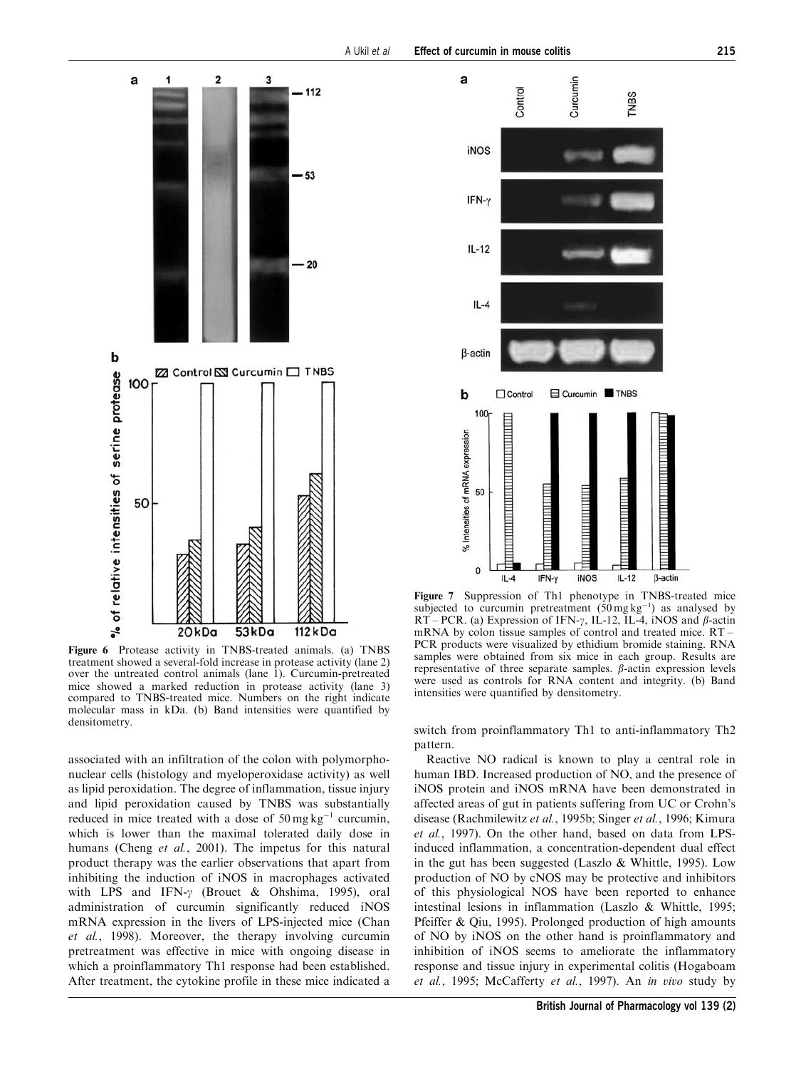**Figure 6** Protease activity in TNBS-treated animals. (a) TNBS treatment showed a several-fold increase in protease activity (lane 2) over the untreated control animals (lane 1). Curcumin-pretreated mice showed a marked reduction in protease activity (lane 3) compared to TNBS-treated mice. Numbers on the right indicate molecular mass in kDa. (b) Band intensities were quantified by densitometry.

**Figure 7** Suppression of Th1 phenotype in TNBS-treated mice subjected to curcumin pretreatment ($50\,\mathrm{mg\,kg^{-1}}$) as analysed by RT – PCR. (a) Expression of IFN-$\gamma$, IL-12, IL-4, iNOS and $\beta$-actin mRNA by colon tissue samples of control and treated mice. RT – PCR products were visualized by ethidium bromide staining. RNA samples were obtained from six mice in each group. Results are representative of three separate samples. $\beta$-actin expression levels were used as controls for RNA content and integrity. (b) Band intensities were quantified by densitometry.

associated with an infiltration of the colon with polymorphonuclear cells (histology and myeloperoxidase activity) as well as lipid peroxidation. The degree of inflammation, tissue injury and lipid peroxidation caused by TNBS was substantially reduced in mice treated with a dose of $50\,\mathrm{mg\,kg^{-1}}$ curcumin, which is lower than the maximal tolerated daily dose in humans (Cheng *et al.*, 2001). The impetus for this natural product therapy was the earlier observations that apart from inhibiting the induction of iNOS in macrophages activated with LPS and IFN-$\gamma$ (Brouet & Ohshima, 1995), oral administration of curcumin significantly reduced iNOS mRNA expression in the livers of LPS-injected mice (Chan *et al.*, 1998). Moreover, the therapy involving curcumin pretreatment was effective in mice with ongoing disease in which a proinflammatory Th1 response had been established. After treatment, the cytokine profile in these mice indicated a switch from proinflammatory Th1 to anti-inflammatory Th2 pattern.

Reactive NO radical is known to play a central role in human IBD. Increased production of NO, and the presence of iNOS protein and iNOS mRNA have been demonstrated in affected areas of gut in patients suffering from UC or Crohn's disease (Rachmilewitz *et al.*, 1995b; Singer *et al.*, 1996; Kimura *et al.*, 1997). On the other hand, based on data from LPS-induced inflammation, a concentration-dependent dual effect in the gut has been suggested (Laszlo & Whittle, 1995). Low production of NO by cNOS may be protective and inhibitors of this physiological NOS have been reported to enhance intestinal lesions in inflammation (Laszlo & Whittle, 1995; Pfeiffer & Qiu, 1995). Prolonged production of high amounts of NO by iNOS on the other hand is proinflammatory and inhibition of iNOS seems to ameliorate the inflammatory response and tissue injury in experimental colitis (Hogaboam *et al.*, 1995; McCafferty *et al.*, 1997). An *in vivo* study by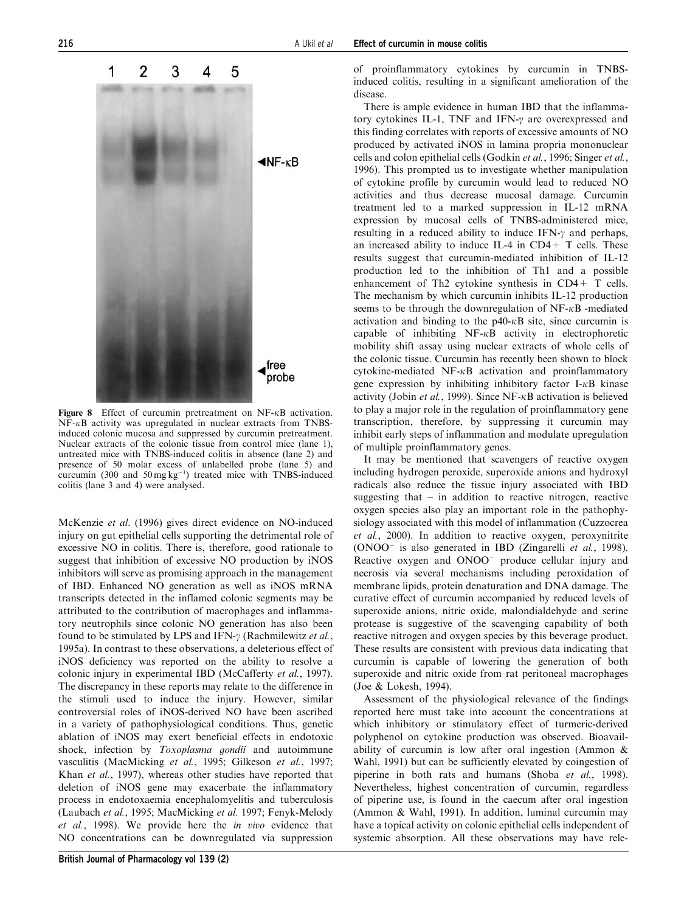**Figure 8** Effect of curcumin pretreatment on NF-κB activation. NF-κB activity was upregulated in nuclear extracts from TNBS-induced colonic mucosa and suppressed by curcumin pretreatment. Nuclear extracts of the colonic tissue from control mice (lane 1), untreated mice with TNBS-induced colitis in absence (lane 2) and presence of 50 molar excess of unlabelled probe (lane 5) and curcumin (300 and 50 mg kg$^{-1}$) treated mice with TNBS-induced colitis (lane 3 and 4) were analysed.

McKenzie *et al*. (1996) gives direct evidence on NO-induced injury on gut epithelial cells supporting the detrimental role of excessive NO in colitis. There is, therefore, good rationale to suggest that inhibition of excessive NO production by iNOS inhibitors will serve as promising approach in the management of IBD. Enhanced NO generation as well as iNOS mRNA transcripts detected in the inflamed colonic segments may be attributed to the contribution of macrophages and inflammatory neutrophils since colonic NO generation has also been found to be stimulated by LPS and IFN-γ (Rachmilewitz *et al.*, 1995a). In contrast to these observations, a deleterious effect of iNOS deficiency was reported on the ability to resolve a colonic injury in experimental IBD (McCafferty *et al.*, 1997). The discrepancy in these reports may relate to the difference in the stimuli used to induce the injury. However, similar controversial roles of iNOS-derived NO have been ascribed in a variety of pathophysiological conditions. Thus, genetic ablation of iNOS may exert beneficial effects in endotoxic shock, infection by *Toxoplasma gondii* and autoimmune vasculitis (MacMicking *et al.*, 1995; Gilkeson *et al.*, 1997; Khan *et al.*, 1997), whereas other studies have reported that deletion of iNOS gene may exacerbate the inflammatory process in endotoxaemia encephalomyelitis and tuberculosis (Laubach *et al.*, 1995; MacMicking *et al.* 1997; Fenyk-Melody *et al.*, 1998). We provide here the *in vivo* evidence that NO concentrations can be downregulated via suppression of proinflammatory cytokines by curcumin in TNBS-induced colitis, resulting in a significant amelioration of the disease.

There is ample evidence in human IBD that the inflammatory cytokines IL-1, TNF and IFN-γ are overexpressed and this finding correlates with reports of excessive amounts of NO produced by activated iNOS in lamina propria mononuclear cells and colon epithelial cells (Godkin *et al.*, 1996; Singer *et al.*, 1996). This prompted us to investigate whether manipulation of cytokine profile by curcumin would lead to reduced NO activities and thus decrease mucosal damage. Curcumin treatment led to a marked suppression in IL-12 mRNA expression by mucosal cells of TNBS-administered mice, resulting in a reduced ability to induce IFN-γ and perhaps, an increased ability to induce IL-4 in CD4+ T cells. These results suggest that curcumin-mediated inhibition of IL-12 production led to the inhibition of Th1 and a possible enhancement of Th2 cytokine synthesis in CD4+ T cells. The mechanism by which curcumin inhibits IL-12 production seems to be through the downregulation of NF-κB -mediated activation and binding to the p40-κB site, since curcumin is capable of inhibiting NF-κB activity in electrophoretic mobility shift assay using nuclear extracts of whole cells of the colonic tissue. Curcumin has recently been shown to block cytokine-mediated NF-κB activation and proinflammatory gene expression by inhibiting inhibitory factor I-κB kinase activity (Jobin *et al.*, 1999). Since NF-κB activation is believed to play a major role in the regulation of proinflammatory gene transcription, therefore, by suppressing it curcumin may inhibit early steps of inflammation and modulate upregulation of multiple proinflammatory genes.

It may be mentioned that scavengers of reactive oxygen including hydrogen peroxide, superoxide anions and hydroxyl radicals also reduce the tissue injury associated with IBD suggesting that – in addition to reactive nitrogen, reactive oxygen species also play an important role in the pathophysiology associated with this model of inflammation (Cuzzocrea *et al.*, 2000). In addition to reactive oxygen, peroxynitrite ($ONOO^-$ is also generated in IBD (Zingarelli *et al.*, 1998). Reactive oxygen and $ONOO^-$ produce cellular injury and necrosis via several mechanisms including peroxidation of membrane lipids, protein denaturation and DNA damage. The curative effect of curcumin accompanied by reduced levels of superoxide anions, nitric oxide, malondialdehyde and serine protease is suggestive of the scavenging capability of both reactive nitrogen and oxygen species by this beverage product. These results are consistent with previous data indicating that curcumin is capable of lowering the generation of both superoxide and nitric oxide from rat peritoneal macrophages (Joe & Lokesh, 1994).

Assessment of the physiological relevance of the findings reported here must take into account the concentrations at which inhibitory or stimulatory effect of turmeric-derived polyphenol on cytokine production was observed. Bioavailability of curcumin is low after oral ingestion (Ammon & Wahl, 1991) but can be sufficiently elevated by coingestion of piperine in both rats and humans (Shoba *et al.*, 1998). Nevertheless, highest concentration of curcumin, regardless of piperine use, is found in the caecum after oral ingestion (Ammon & Wahl, 1991). In addition, luminal curcumin may have a topical activity on colonic epithelial cells independent of systemic absorption. All these observations may have rele-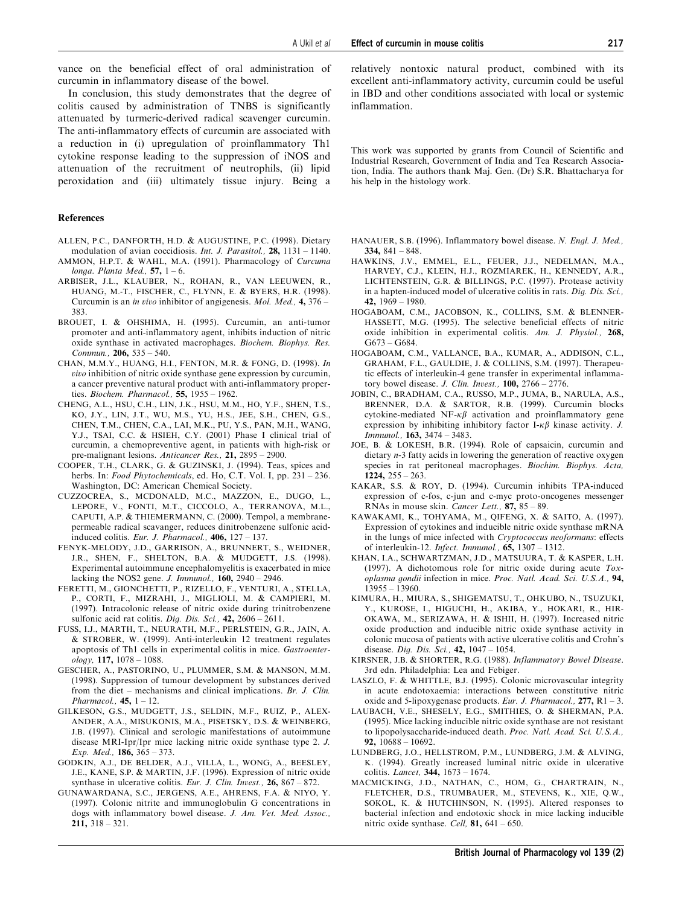vance on the beneficial effect of oral administration of curcumin in inflammatory disease of the bowel.

In conclusion, this study demonstrates that the degree of colitis caused by administration of TNBS is significantly attenuated by turmeric-derived radical scavenger curcumin. The anti-inflammatory effects of curcumin are associated with a reduction in (i) upregulation of proinflammatory Th1 cytokine response leading to the suppression of iNOS and attenuation of the recruitment of neutrophils, (ii) lipid peroxidation and (iii) ultimately tissue injury. Being a relatively nontoxic natural product, combined with its excellent anti-inflammatory activity, curcumin could be useful in IBD and other conditions associated with local or systemic inflammation.

This work was supported by grants from Council of Scientific and Industrial Research, Government of India and Tea Research Association, India. The authors thank Maj. Gen. (Dr) S.R. Bhattacharya for his help in the histology work.

## References

ALLEN, P.C., DANFORTH, H.D. & AUGUSTINE, P.C. (1998). Dietary modulation of avian coccidiosis. *Int. J. Parasitol.,* **28,** 1131 – 1140.

AMMON, H.P.T. & WAHL, M.A. (1991). Pharmacology of *Curcuma longa*. *Planta Med.,* **57,** 1 – 6.

ARBISER, J.L., KLAUBER, N., ROHAN, R., VAN LEEUWEN, R., HUANG, M.-T., FISCHER, C., FLYNN, E. & BYERS, H.R. (1998). Curcumin is an *in vivo* inhibitor of angiogenesis. *Mol. Med.,* **4,** 376 – 383.

BROUET, I. & OHSHIMA, H. (1995). Curcumin, an anti-tumor promoter and anti-inflammatory agent, inhibits induction of nitric oxide synthase in activated macrophages. *Biochem. Biophys. Res. Commun.,* **206,** 535 – 540.

CHAN, M.M.Y., HUANG, H.I., FENTON, M.R. & FONG, D. (1998). *In vivo* inhibition of nitric oxide synthase gene expression by curcumin, a cancer preventive natural product with anti-inflammatory properties. *Biochem. Pharmacol.,* **55,** 1955 – 1962.

CHENG, A.L., HSU, C.H., LIN, J.K., HSU, M.M., HO, Y.F., SHEN, T.S., KO, J.Y., LIN, J.T., WU, M.S., YU, H.S., JEE, S.H., CHEN, G.S., CHEN, T.M., CHEN, C.A., LAI, M.K., PU, Y.S., PAN, M.H., WANG, Y.J., TSAI, C.C. & HSIEH, C.Y. (2001) Phase I clinical trial of curcumin, a chemopreventive agent, in patients with high-risk or pre-malignant lesions. *Anticancer Res.,* **21,** 2895 – 2900.

COOPER, T.H., CLARK, G. & GUZINSKI, J. (1994). Teas, spices and herbs. In: *Food Phytochemicals*, ed. Ho, C.T. Vol. I, pp. 231 – 236. Washington, DC: American Chemical Society.

CUZZOCREA, S., MCDONALD, M.C., MAZZON, E., DUGO, L., LEPORE, V., FONTI, M.T., CICCOLO, A., TERRANOVA, M.L., CAPUTI, A.P. & THIEMERMANN, C. (2000). Tempol, a membrane-permeable radical scavanger, reduces dinitrobenzene sulfonic acid-induced colitis. *Eur. J. Pharmacol.,* **406,** 127 – 137.

FENYK-MELODY, J.D., GARRISON, A., BRUNNERT, S., WEIDNER, J.R., SHEN, F., SHELTON, B.A. & MUDGETT, J.S. (1998). Experimental autoimmune encephalomyelitis is exacerbated in mice lacking the NOS2 gene. *J. Immunol.,* **160,** 2940 – 2946.

FERETTI, M., GIONCHETTI, P., RIZELLO, F., VENTURI, A., STELLA, P., CORTI, F., MIZRAHI, J., MIGLIOLI, M. & CAMPIERI, M. (1997). Intracolonic release of nitric oxide during trinitrobenzene sulfonic acid rat colitis. *Dig. Dis. Sci.,* **42,** 2606 – 2611.

FUSS, I.J., MARTH, T., NEURATH, M.F., PERLSTEIN, G.R., JAIN, A. & STROBER, W. (1999). Anti-interleukin 12 treatment regulates apoptosis of Th1 cells in experimental colitis in mice. *Gastroenterology,* **117,** 1078 – 1088.

GESCHER, A., PASTORINO, U., PLUMMER, S.M. & MANSON, M.M. (1998). Suppression of tumour development by substances derived from the diet – mechanisms and clinical implications. *Br. J. Clin. Pharmacol.,* **45,** 1 – 12.

GILKESON, G.S., MUDGETT, J.S., SELDIN, M.F., RUIZ, P., ALEXANDER, A.A., MISUKONIS, M.A., PISETSKY, D.S. & WEINBERG, J.B. (1997). Clinical and serologic manifestations of autoimmune disease MRI-Ipr/Ipr mice lacking nitric oxide synthase type 2. *J. Exp. Med.,* **186,** 365 – 373.

GODKIN, A.J., DE BELDER, A.J., VILLA, L., WONG, A., BEESLEY, J.E., KANE, S.P. & MARTIN, J.F. (1996). Expression of nitric oxide synthase in ulcerative colitis. *Eur. J. Clin. Invest.,* **26,** 867 – 872.

GUNAWARDANA, S.C., JERGENS, A.E., AHRENS, F.A. & NIYO, Y. (1997). Colonic nitrite and immunoglobulin G concentrations in dogs with inflammatory bowel disease. *J. Am. Vet. Med. Assoc.,* **211,** 318 – 321.

HANAUER, S.B. (1996). Inflammatory bowel disease. *N. Engl. J. Med.,* **334,** 841 – 848.

HAWKINS, J.V., EMMEL, E.L., FEUER, J.J., NEDELMAN, M.A., HARVEY, C.J., KLEIN, H.J., ROZMIAREK, H., KENNEDY, A.R., LICHTENSTEIN, G.R. & BILLINGS, P.C. (1997). Protease activity in a hapten-induced model of ulcerative colitis in rats. *Dig. Dis. Sci.,* **42,** 1969 – 1980.

HOGABOAM, C.M., JACOBSON, K., COLLINS, S.M. & BLENNERHASSETT, M.G. (1995). The selective beneficial effects of nitric oxide inhibition in experimental colitis. *Am. J. Physiol.,* **268,** G673 – G684.

HOGABOAM, C.M., VALLANCE, B.A., KUMAR, A., ADDISON, C.L., GRAHAM, F.L., GAULDIE, J. & COLLINS, S.M. (1997). Therapeutic effects of interleukin-4 gene transfer in experimental inflammatory bowel disease. *J. Clin. Invest.,* **100,** 2766 – 2776.

JOBIN, C., BRADHAM, C.A., RUSSO, M.P., JUMA, B., NARULA, A.S., BRENNER, D.A. & SARTOR, R.B. (1999). Curcumin blocks cytokine-mediated NF-$\kappa\beta$ activation and proinflammatory gene expression by inhibiting inhibitory factor I-$\kappa\beta$ kinase activity. *J. Immunol.,* **163,** 3474 – 3483.

JOE, B. & LOKESH, B.R. (1994). Role of capsaicin, curcumin and dietary *n*-3 fatty acids in lowering the generation of reactive oxygen species in rat peritoneal macrophages. *Biochim. Biophys. Acta,* **1224,** 255 – 263.

KAKAR, S.S. & ROY, D. (1994). Curcumin inhibits TPA-induced expression of c-fos, c-jun and c-myc proto-oncogenes messenger RNAs in mouse skin. *Cancer Lett.,* **87,** 85 – 89.

KAWAKAMI, K., TOHYAMA, M., QIFENG, X. & SAITO, A. (1997). Expression of cytokines and inducible nitric oxide synthase mRNA in the lungs of mice infected with *Cryptococcus neoformans*: effects of interleukin-12. *Infect. Immunol.,* **65,** 1307 – 1312.

KHAN, I.A., SCHWARTZMAN, J.D., MATSUURA, T. & KASPER, L.H. (1997). A dichotomous role for nitric oxide during acute *Toxoplasma gondii* infection in mice. *Proc. Natl. Acad. Sci. U.S.A.,* **94,** 13955 – 13960.

KIMURA, H., MIURA, S., SHIGEMATSU, T., OHKUBO, N., TSUZUKI, Y., KUROSE, I., HIGUCHI, H., AKIBA, Y., HOKARI, R., HIROKAWA, M., SERIZAWA, H. & ISHII, H. (1997). Increased nitric oxide production and inducible nitric oxide synthase activity in colonic mucosa of patients with active ulcerative colitis and Crohn's disease. *Dig. Dis. Sci.,* **42,** 1047 – 1054.

KIRSNER, J.B. & SHORTER, R.G. (1988). *Inflammatory Bowel Disease*. 3rd edn. Philadelphia: Lea and Febiger.

LASZLO, F. & WHITTLE, B.J. (1995). Colonic microvascular integrity in acute endotoxaemia: interactions between constitutive nitric oxide and 5-lipoxygenase products. *Eur. J. Pharmacol.,* **277,** R1 – 3.

LAUBACH, V.E., SHESELY, E.G., SMITHIES, O. & SHERMAN, P.A. (1995). Mice lacking inducible nitric oxide synthase are not resistant to lipopolysaccharide-induced death. *Proc. Natl. Acad. Sci. U.S.A.,* **92,** 10688 – 10692.

LUNDBERG, J.O., HELLSTROM, P.M., LUNDBERG, J.M. & ALVING, K. (1994). Greatly increased luminal nitric oxide in ulcerative colitis. *Lancet,* **344,** 1673 – 1674.

MACMICKING, J.D., NATHAN, C., HOM, G., CHARTRAIN, N., FLETCHER, D.S., TRUMBAUER, M., STEVENS, K., XIE, Q.W., SOKOL, K. & HUTCHINSON, N. (1995). Altered responses to bacterial infection and endotoxic shock in mice lacking inducible nitric oxide synthase. *Cell,* **81,** 641 – 650.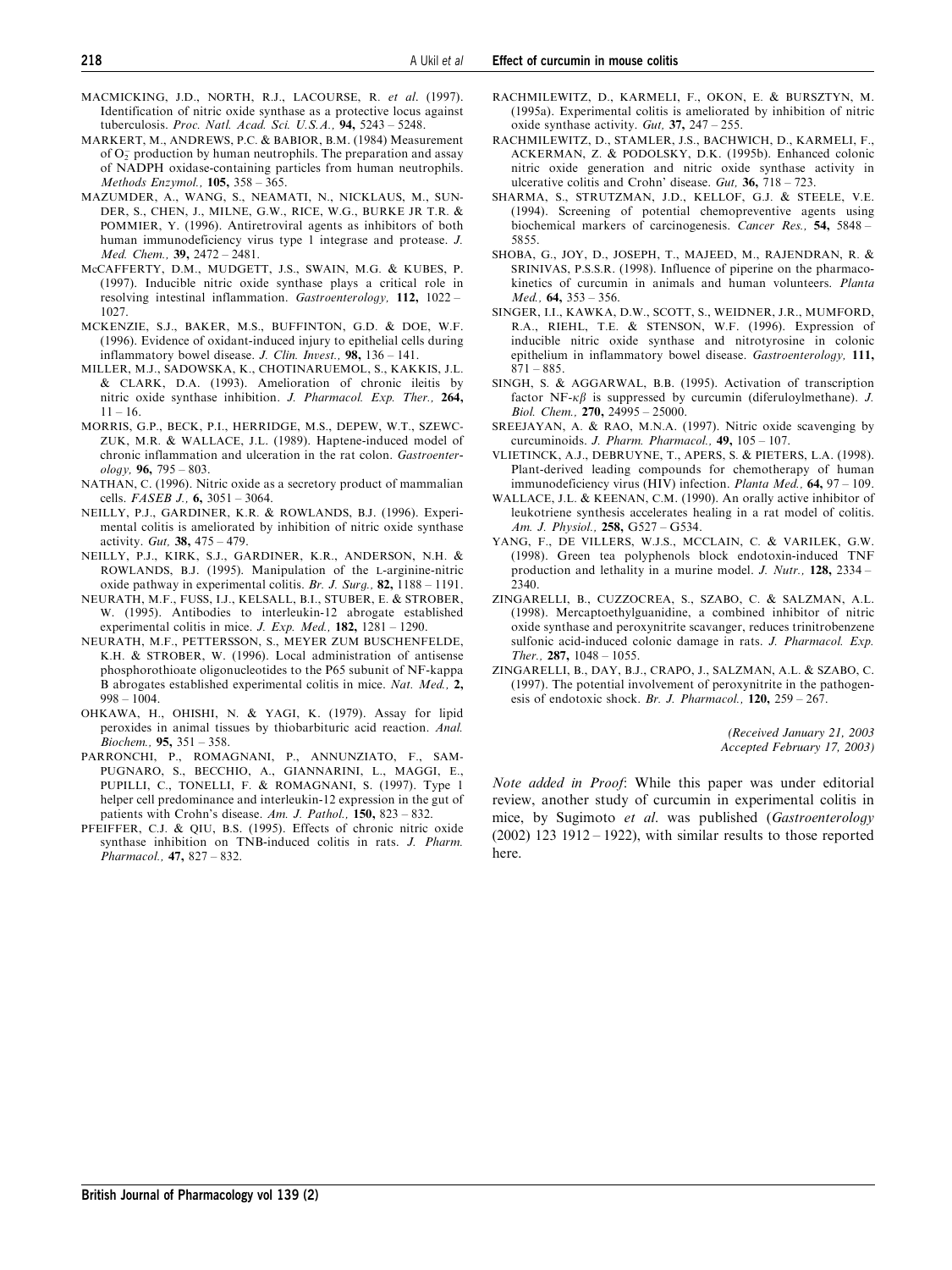MACMICKING, J.D., NORTH, R.J., LACOURSE, R. *et al*. (1997). Identification of nitric oxide synthase as a protective locus against tuberculosis. *Proc. Natl. Acad. Sci. U.S.A.,* **94,** 5243 – 5248.

MARKERT, M., ANDREWS, P.C. & BABIOR, B.M. (1984) Measurement of $O_2^-$ production by human neutrophils. The preparation and assay of NADPH oxidase-containing particles from human neutrophils. *Methods Enzymol.,* **105,** 358 – 365.

MAZUMDER, A., WANG, S., NEAMATI, N., NICKLAUS, M., SUNDER, S., CHEN, J., MILNE, G.W., RICE, W.G., BURKE JR T.R. & POMMIER, Y. (1996). Antiretroviral agents as inhibitors of both human immunodeficiency virus type 1 integrase and protease. *J. Med. Chem.,* **39,** 2472 – 2481.

McCAFFERTY, D.M., MUDGETT, J.S., SWAIN, M.G. & KUBES, P. (1997). Inducible nitric oxide synthase plays a critical role in resolving intestinal inflammation. *Gastroenterology,* **112,** 1022 – 1027.

MCKENZIE, S.J., BAKER, M.S., BUFFINTON, G.D. & DOE, W.F. (1996). Evidence of oxidant-induced injury to epithelial cells during inflammatory bowel disease. *J. Clin. Invest.,* **98,** 136 – 141.

MILLER, M.J., SADOWSKA, K., CHOTINARUEMOL, S., KAKKIS, J.L. & CLARK, D.A. (1993). Amelioration of chronic ileitis by nitric oxide synthase inhibition. *J. Pharmacol. Exp. Ther.,* **264,** 11 – 16.

MORRIS, G.P., BECK, P.I., HERRIDGE, M.S., DEPEW, W.T., SZEWCZUK, M.R. & WALLACE, J.L. (1989). Haptene-induced model of chronic inflammation and ulceration in the rat colon. *Gastroenterology,* **96,** 795 – 803.

NATHAN, C. (1996). Nitric oxide as a secretory product of mammalian cells. *FASEB J.,* **6,** 3051 – 3064.

NEILLY, P.J., GARDINER, K.R. & ROWLANDS, B.J. (1996). Experimental colitis is ameliorated by inhibition of nitric oxide synthase activity. *Gut,* **38,** 475 – 479.

NEILLY, P.J., KIRK, S.J., GARDINER, K.R., ANDERSON, N.H. & ROWLANDS, B.J. (1995). Manipulation of the L-arginine-nitric oxide pathway in experimental colitis. *Br. J. Surg.,* **82,** 1188 – 1191.

NEURATH, M.F., FUSS, I.J., KELSALL, B.I., STUBER, E. & STROBER, W. (1995). Antibodies to interleukin-12 abrogate established experimental colitis in mice. *J. Exp. Med.,* **182,** 1281 – 1290.

NEURATH, M.F., PETTERSSON, S., MEYER ZUM BUSCHENFELDE, K.H. & STROBER, W. (1996). Local administration of antisense phosphorothioate oligonucleotides to the P65 subunit of NF-kappa B abrogates established experimental colitis in mice. *Nat. Med.,* **2,** 998 – 1004.

OHKAWA, H., OHISHI, N. & YAGI, K. (1979). Assay for lipid peroxides in animal tissues by thiobarbituric acid reaction. *Anal. Biochem.,* **95,** 351 – 358.

PARRONCHI, P., ROMAGNANI, P., ANNUNZIATO, F., SAMPUGNARO, S., BECCHIO, A., GIANNARINI, L., MAGGI, E., PUPILLI, C., TONELLI, F. & ROMAGNANI, S. (1997). Type 1 helper cell predominance and interleukin-12 expression in the gut of patients with Crohn's disease. *Am. J. Pathol.,* **150,** 823 – 832.

PFEIFFER, C.J. & QIU, B.S. (1995). Effects of chronic nitric oxide synthase inhibition on TNB-induced colitis in rats. *J. Pharm. Pharmacol.,* **47,** 827 – 832.

RACHMILEWITZ, D., KARMELI, F., OKON, E. & BURSZTYN, M. (1995a). Experimental colitis is ameliorated by inhibition of nitric oxide synthase activity. *Gut,* **37,** 247 – 255.

RACHMILEWITZ, D., STAMLER, J.S., BACHWICH, D., KARMELI, F., ACKERMAN, Z. & PODOLSKY, D.K. (1995b). Enhanced colonic nitric oxide generation and nitric oxide synthase activity in ulcerative colitis and Crohn' disease. *Gut,* **36,** 718 – 723.

SHARMA, S., STRUTZMAN, J.D., KELLOF, G.J. & STEELE, V.E. (1994). Screening of potential chemopreventive agents using biochemical markers of carcinogenesis. *Cancer Res.,* **54,** 5848 – 5855.

SHOBA, G., JOY, D., JOSEPH, T., MAJEED, M., RAJENDRAN, R. & SRINIVAS, P.S.S.R. (1998). Influence of piperine on the pharmacokinetics of curcumin in animals and human volunteers. *Planta Med.,* **64,** 353 – 356.

SINGER, I.I., KAWKA, D.W., SCOTT, S., WEIDNER, J.R., MUMFORD, R.A., RIEHL, T.E. & STENSON, W.F. (1996). Expression of inducible nitric oxide synthase and nitrotyrosine in colonic epithelium in inflammatory bowel disease. *Gastroenterology,* **111,** 871 – 885.

SINGH, S. & AGGARWAL, B.B. (1995). Activation of transcription factor NF-$\kappa\beta$ is suppressed by curcumin (diferuloylmethane). *J. Biol. Chem.,* **270,** 24995 – 25000.

SREEJAYAN, A. & RAO, M.N.A. (1997). Nitric oxide scavenging by curcuminoids. *J. Pharm. Pharmacol.,* **49,** 105 – 107.

VLIETINCK, A.J., DEBRUYNE, T., APERS, S. & PIETERS, L.A. (1998). Plant-derived leading compounds for chemotherapy of human immunodeficiency virus (HIV) infection. *Planta Med.,* **64,** 97 – 109.

WALLACE, J.L. & KEENAN, C.M. (1990). An orally active inhibitor of leukotriene synthesis accelerates healing in a rat model of colitis. *Am. J. Physiol.,* **258,** G527 – G534.

YANG, F., DE VILLERS, W.J.S., MCCLAIN, C. & VARILEK, G.W. (1998). Green tea polyphenols block endotoxin-induced TNF production and lethality in a murine model. *J. Nutr.,* **128,** 2334 – 2340.

ZINGARELLI, B., CUZZOCREA, S., SZABO, C. & SALZMAN, A.L. (1998). Mercaptoethylguanidine, a combined inhibitor of nitric oxide synthase and peroxynitrite scavanger, reduces trinitrobenzene sulfonic acid-induced colonic damage in rats. *J. Pharmacol. Exp. Ther.,* **287,** 1048 – 1055.

ZINGARELLI, B., DAY, B.J., CRAPO, J., SALZMAN, A.L. & SZABO, C. (1997). The potential involvement of peroxynitrite in the pathogenesis of endotoxic shock. *Br. J. Pharmacol.,* **120,** 259 – 267.

*(Received January 21, 2003*
*Accepted February 17, 2003)*

*Note added in Proof*: While this paper was under editorial review, another study of curcumin in experimental colitis in mice, by Sugimoto *et al*. was published (*Gastroenterology* (2002) 123 1912 – 1922), with similar results to those reported here.